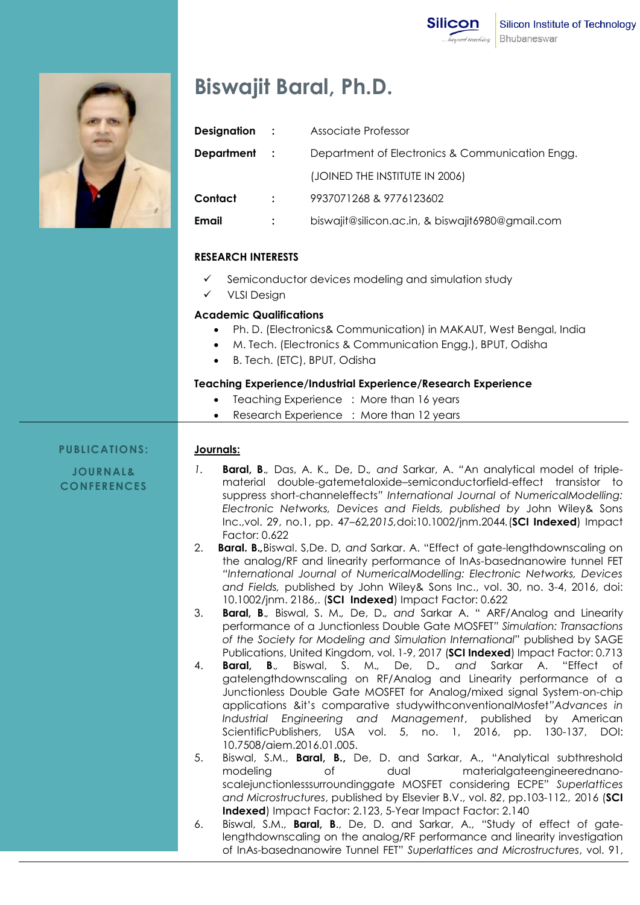Silicon Institute of Technology
Bhubaneswar

# Biswajit Baral, Ph.D.

| | | |
|---|---|---|
| **Designation** | : | Associate Professor |
| **Department** | : | Department of Electronics & Communication Engg. |
| | | (JOINED THE INSTITUTE IN 2006) |
| **Contact** | : | 9937071268 & 9776123602 |
| **Email** | : | biswajit@silicon.ac.in, & biswajit6980@gmail.com |

## RESEARCH INTERESTS

- ✓ Semiconductor devices modeling and simulation study
- ✓ VLSI Design

## Academic Qualifications

- Ph. D. (Electronics& Communication) in MAKAUT, West Bengal, India
- M. Tech. (Electronics & Communication Engg.), BPUT, Odisha
- B. Tech. (ETC), BPUT, Odisha

## Teaching Experience/Industrial Experience/Research Experience

- Teaching Experience : More than 16 years
- Research Experience : More than 12 years

## PUBLICATIONS: JOURNAL& CONFERENCES

**Journals:**

1. **Baral, B**., Das, A. K., De, D., *and* Sarkar, A. "An analytical model of triple-material double-gatemetaloxide–semiconductorfield-effect transistor to suppress short-channeleffects" *International Journal of NumericalModelling: Electronic Networks, Devices and Fields, published by* John Wiley& Sons Inc.,vol. 29, no.1, pp. 47–62,*2015*,doi:10.1002/jnm.2044.(**SCI Indexed**) Impact Factor: 0.622
2. **Baral. B.,**Biswal. S,De. D, *and* Sarkar. A. "Effect of gate-lengthdownscaling on the analog/RF and linearity performance of InAs-basednanowire tunnel FET "*International Journal of NumericalModelling: Electronic Networks, Devices and Fields,* published by John Wiley& Sons Inc., vol. 30, no. 3-4, 2016, doi: 10.1002/jnm. 2186,. (**SCI Indexed**) Impact Factor: 0.622
3. **Baral, B**., Biswal, S. M., De, D., *and* Sarkar A. " ARF/Analog and Linearity performance of a Junctionless Double Gate MOSFET" *Simulation: Transactions of the Society for Modeling and Simulation International*" published by SAGE Publications, United Kingdom, vol. 1-9, 2017 (**SCI Indexed**) Impact Factor: 0.713
4. **Baral, B**., Biswal, S. M., De, D., *and* Sarkar A. "Effect of gatelengthdownscaling on RF/Analog and Linearity performance of a Junctionless Double Gate MOSFET for Analog/mixed signal System-on-chip applications &it's comparative studywithconventionalMosfet"*Advances in Industrial Engineering and Management*, published by American ScientificPublishers, USA vol. 5, no. 1, 2016, pp. 130-137, DOI: 10.7508/aiem.2016.01.005.
5. Biswal, S.M., **Baral, B.**, De, D. and Sarkar, A., "Analytical subthreshold modeling of dual materialgateengineerednano-scalejunctionlesssurroundinggate MOSFET considering ECPE" *Superlattices and Microstructures*, published by Elsevier B.V., vol. *82*, pp.103-112., 2016 (**SCI Indexed**) Impact Factor: 2.123, 5-Year Impact Factor: 2.140
6. Biswal, S.M., **Baral, B**., De, D. and Sarkar, A., "Study of effect of gate-lengthdownscaling on the analog/RF performance and linearity investigation of InAs-basednanowire Tunnel FET" *Superlattices and Microstructures*, vol. 91,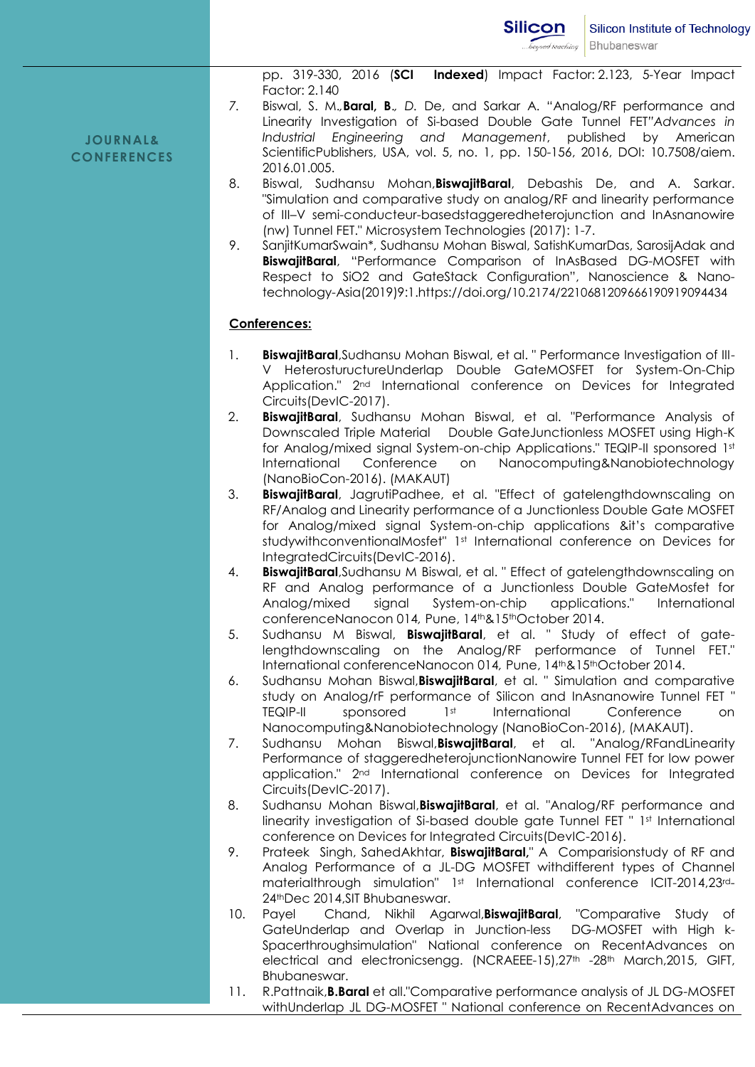**JOURNAL& CONFERENCES**

pp. 319-330, 2016 (**SCI Indexed**) Impact Factor: 2.123, 5-Year Impact Factor: 2.140

7. Biswal, S. M.,**Baral, B.**, *D.* De, and Sarkar A. "Analog/RF performance and Linearity Investigation of Si-based Double Gate Tunnel FET"*Advances in Industrial Engineering and Management*, published by American ScientificPublishers, USA, vol. 5, no. 1, pp. 150-156, 2016, DOI: 10.7508/aiem. 2016.01.005.
8. Biswal, Sudhansu Mohan,**BiswajitBaral**, Debashis De, and A. Sarkar. "Simulation and comparative study on analog/RF and linearity performance of III–V semi-conducteur-basedstaggeredheterojunction and InAsnanowire (nw) Tunnel FET." Microsystem Technologies (2017): 1-7.
9. SanjitKumarSwain*, Sudhansu Mohan Biswal, SatishKumarDas, SarosijAdak and **BiswajitBaral**, "Performance Comparison of InAsBased DG-MOSFET with Respect to SiO2 and GateStack Configuration", Nanoscience & Nano-technology-Asia(2019)9:1.https://doi.org/10.2174/2210681209666190919094434

**Conferences:**

1. **BiswajitBaral**,Sudhansu Mohan Biswal, et al. " Performance Investigation of III-V HeterostuructureUnderlap Double GateMOSFET for System-On-Chip Application." 2nd International conference on Devices for Integrated Circuits(DevIC-2017).
2. **BiswajitBaral**, Sudhansu Mohan Biswal, et al. "Performance Analysis of Downscaled Triple Material Double GateJunctionless MOSFET using High-K for Analog/mixed signal System-on-chip Applications." TEQIP-II sponsored 1st International Conference on Nanocomputing&Nanobiotechnology (NanoBioCon-2016). (MAKAUT)
3. **BiswajitBaral**, JagrutiPadhee, et al. "Effect of gatelengthdownscaling on RF/Analog and Linearity performance of a Junctionless Double Gate MOSFET for Analog/mixed signal System-on-chip applications &it's comparative studywithconventionalMosfet" 1st International conference on Devices for IntegratedCircuits(DevIC-2016).
4. **BiswajitBaral**,Sudhansu M Biswal, et al. " Effect of gatelengthdownscaling on RF and Analog performance of a Junctionless Double GateMosfet for Analog/mixed signal System-on-chip applications." International conferenceNanocon 014, Pune, 14th&15thOctober 2014.
5. Sudhansu M Biswal, **BiswajitBaral**, et al. " Study of effect of gate-lengthdownscaling on the Analog/RF performance of Tunnel FET." International conferenceNanocon 014, Pune, 14th&15thOctober 2014.
6. Sudhansu Mohan Biswal,**BiswajitBaral**, et al. " Simulation and comparative study on Analog/rF performance of Silicon and InAsnanowire Tunnel FET " TEQIP-II sponsored 1st International Conference on Nanocomputing&Nanobiotechnology (NanoBioCon-2016), (MAKAUT).
7. Sudhansu Mohan Biswal,**BiswajitBaral**, et al. "Analog/RFandLinearity Performance of staggeredheterojunctionNanowire Tunnel FET for low power application." 2nd International conference on Devices for Integrated Circuits(DevIC-2017).
8. Sudhansu Mohan Biswal,**BiswajitBaral**, et al. "Analog/RF performance and linearity investigation of Si-based double gate Tunnel FET " 1st International conference on Devices for Integrated Circuits(DevIC-2016).
9. Prateek Singh, SahedAkhtar, **BiswajitBaral**," A Comparisionstudy of RF and Analog Performance of a JL-DG MOSFET withdifferent types of Channel materialthrough simulation" 1st International conference ICIT-2014,23rd-24thDec 2014,SIT Bhubaneswar.
10. Payel Chand, Nikhil Agarwal,**BiswajitBaral**, "Comparative Study of GateUnderlap and Overlap in Junction-less DG-MOSFET with High k-Spacerthroughsimulation" National conference on RecentAdvances on electrical and electronicsengg. (NCRAEEE-15),27th -28th March,2015, GIFT, Bhubaneswar.
11. R.Pattnaik,**B.Baral** et all."Comparative performance analysis of JL DG-MOSFET withUnderlap JL DG-MOSFET " National conference on RecentAdvances on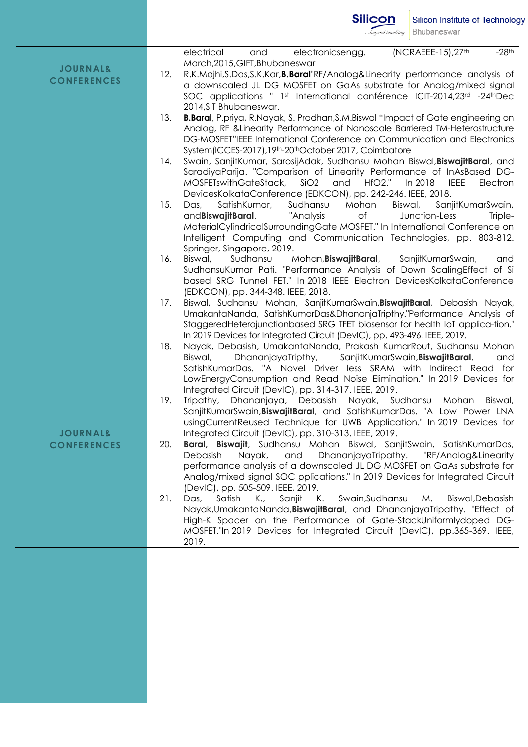## JOURNAL& CONFERENCES

electrical and electronicsengg. (NCRAEEE-15),27th -28th March,2015,GIFT,Bhubaneswar

12. R.K.Majhi,S.Das,S.K.Kar,**B.Baral**"RF/Analog&Linearity performance analysis of a downscaled JL DG MOSFET on GaAs substrate for Analog/mixed signal SOC applications " 1st International conférence ICIT-2014,23rd -24thDec 2014,SIT Bhubaneswar.
13. **B.Baral**, P.priya, R.Nayak, S. Pradhan,S.M.Biswal "Impact of Gate engineering on Analog, RF &Linearity Performance of Nanoscale Barriered TM-Heterostructure DG-MOSFET"IEEE International Conference on Communication and Electronics System(ICCES-2017),19th-20thOctober 2017, Coimbatore
14. Swain, SanjitKumar, SarosijAdak, Sudhansu Mohan Biswal,**BiswajitBaral**, and SaradiyaParija. "Comparison of Linearity Performance of InAsBased DG-MOSFETswithGateStack, SiO2 and HfO2." In 2018 IEEE Electron DevicesKolkataConference (EDKCON), pp. 242-246. IEEE, 2018.
15. Das, SatishKumar, Sudhansu Mohan Biswal, SanjitKumarSwain, and**BiswajitBaral**. "Analysis of Junction-Less Triple-MaterialCylindricalSurroundingGate MOSFET." In International Conference on Intelligent Computing and Communication Technologies, pp. 803-812. Springer, Singapore, 2019.
16. Biswal, Sudhansu Mohan,**BiswajitBaral**, SanjitKumarSwain, and SudhansuKumar Pati. "Performance Analysis of Down ScalingEffect of Si based SRG Tunnel FET." In 2018 IEEE Electron DevicesKolkataConference (EDKCON), pp. 344-348. IEEE, 2018.
17. Biswal, Sudhansu Mohan, SanjitKumarSwain,**BiswajitBaral**, Debasish Nayak, UmakantaNanda, SatishKumarDas&DhananjaTripthy."Performance Analysis of StaggeredHeterojunctionbased SRG TFET biosensor for health IoT applica-tion." In 2019 Devices for Integrated Circuit (DevIC), pp. 493-496. IEEE, 2019.
18. Nayak, Debasish, UmakantaNanda, Prakash KumarRout, Sudhansu Mohan Biswal, DhananjayaTripthy, SanjitKumarSwain,**BiswajitBaral**, and SatishKumarDas. "A Novel Driver less SRAM with Indirect Read for LowEnergyConsumption and Read Noise Elimination." In 2019 Devices for Integrated Circuit (DevIC), pp. 314-317. IEEE, 2019.
19. Tripathy, Dhananjaya, Debasish Nayak, Sudhansu Mohan Biswal, SanjitKumarSwain,**BiswajitBaral**, and SatishKumarDas. "A Low Power LNA usingCurrentReused Technique for UWB Application." In 2019 Devices for Integrated Circuit (DevIC), pp. 310-313. IEEE, 2019.
20. **Baral, Biswajit**, Sudhansu Mohan Biswal, SanjitSwain, SatishKumarDas, Debasish Nayak, and DhananjayaTripathy. "RF/Analog&Linearity performance analysis of a downscaled JL DG MOSFET on GaAs substrate for Analog/mixed signal SOC pplications." In 2019 Devices for Integrated Circuit (DevIC), pp. 505-509. IEEE, 2019.
21. Das, Satish K., Sanjit K. Swain,Sudhansu M. Biswal,Debasish Nayak,UmakantaNanda,**BiswajitBaral**, and DhananjayaTripathy. "Effect of High-K Spacer on the Performance of Gate-StackUniformlydoped DG-MOSFET."In 2019 Devices for Integrated Circuit (DevIC), pp.365-369. IEEE, 2019.